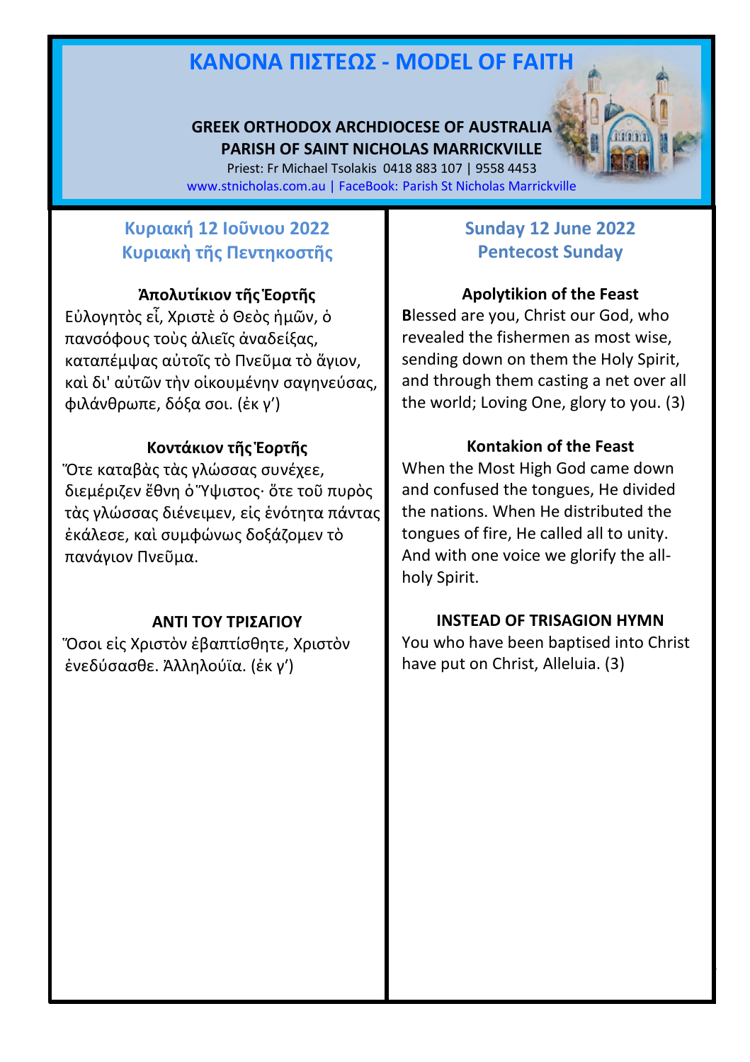# ΚΑΝΟΝΑ ΠΙΣΤΕΩΣ - MODEL OF FAITH

**GREEK ORTHODOX ARCHDIOCESE OF AUSTRALIA**
**PARISH OF SAINT NICHOLAS MARRICKVILLE**
Priest: Fr Michael Tsolakis 0418 883 107 | 9558 4453
www.stnicholas.com.au | FaceBook: Parish St Nicholas Marrickville

## Κυριακή 12 Ιοῦνιου 2022
## Κυριακὴ τῆς Πεντηκοστῆς

### Ἀπολυτίκιον τῆς Ἑορτῆς

Εὐλογητὸς εἶ, Χριστὲ ὁ Θεὸς ἡμῶν, ὁ πανσόφους τοὺς ἁλιεῖς ἀναδείξας, καταπέμψας αὐτοῖς τὸ Πνεῦμα τὸ ἅγιον, καὶ δι' αὐτῶν τὴν οἰκουμένην σαγηνεύσας, φιλάνθρωπε, δόξα σοι. (ἐκ γ')

### Κοντάκιον τῆς Ἑορτῆς

Ὅτε καταβὰς τὰς γλώσσας συνέχεε, διεμέριζεν ἔθνη ὁ Ὕψιστος· ὅτε τοῦ πυρὸς τὰς γλώσσας διένειμεν, εἰς ἑνότητα πάντας ἐκάλεσε, καὶ συμφώνως δοξάζομεν τὸ πανάγιον Πνεῦμα.

### ΑΝΤΙ ΤΟΥ ΤΡΙΣΑΓΙΟΥ

Ὅσοι εἰς Χριστὸν ἐβαπτίσθητε, Χριστὸν ἐνεδύσασθε. Ἀλληλούϊα. (ἐκ γ')

## Sunday 12 June 2022
## Pentecost Sunday

### Apolytikion of the Feast

**B**lessed are you, Christ our God, who revealed the fishermen as most wise, sending down on them the Holy Spirit, and through them casting a net over all the world; Loving One, glory to you. (3)

### Kontakion of the Feast

When the Most High God came down and confused the tongues, He divided the nations. When He distributed the tongues of fire, He called all to unity. And with one voice we glorify the all-holy Spirit.

### INSTEAD OF TRISAGION HYMN

You who have been baptised into Christ have put on Christ, Alleluia. (3)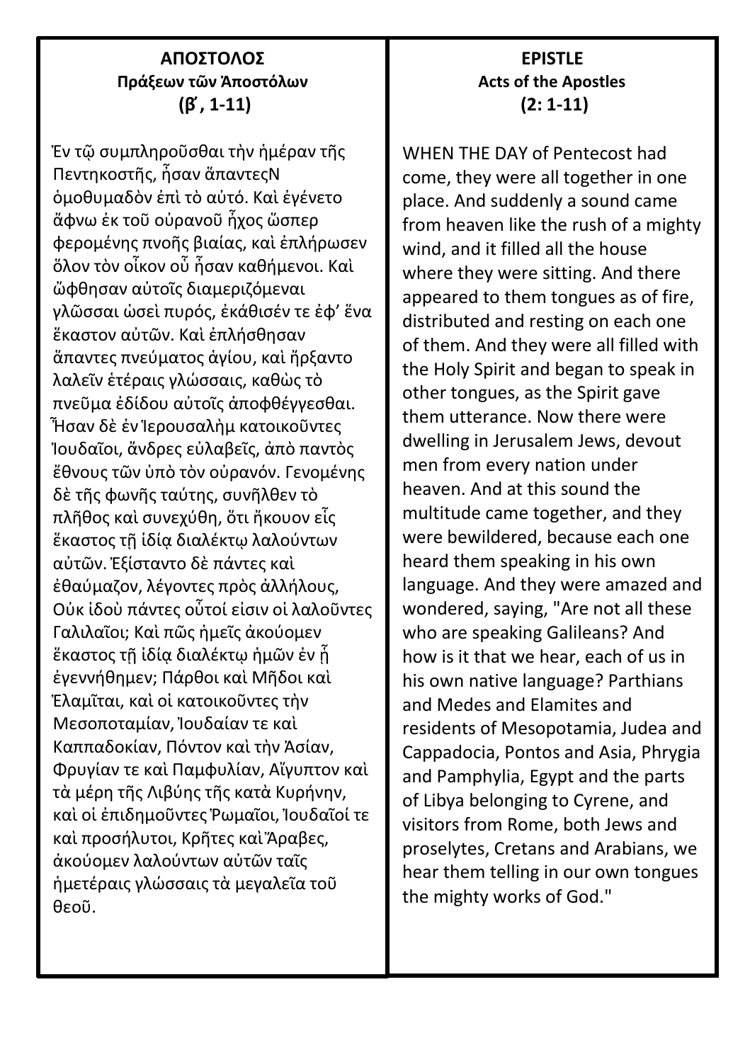**ΑΠΟΣΤΟΛΟΣ**
**Πράξεων τῶν Ἀποστόλων**
**(β΄, 1-11)**

Ἐν τῷ συμπληροῦσθαι τὴν ἡμέραν τῆς Πεντηκοστῆς, ἦσαν ἅπαντεςΝ ὁμοθυμαδὸν ἐπὶ τὸ αὐτό. Καὶ ἐγένετο ἄφνω ἐκ τοῦ οὐρανοῦ ἦχος ὥσπερ φερομένης πνοῆς βιαίας, καὶ ἐπλήρωσεν ὅλον τὸν οἶκον οὗ ἦσαν καθήμενοι. Καὶ ὤφθησαν αὐτοῖς διαμεριζόμεναι γλῶσσαι ὡσεὶ πυρός, ἐκάθισέν τε ἐφ' ἕνα ἕκαστον αὐτῶν. Καὶ ἐπλήσθησαν ἅπαντες πνεύματος ἁγίου, καὶ ἤρξαντο λαλεῖν ἑτέραις γλώσσαις, καθὼς τὸ πνεῦμα ἐδίδου αὐτοῖς ἀποφθέγγεσθαι. Ἦσαν δὲ ἐν Ἱερουσαλὴμ κατοικοῦντες Ἰουδαῖοι, ἄνδρες εὐλαβεῖς, ἀπὸ παντὸς ἔθνους τῶν ὑπὸ τὸν οὐρανόν. Γενομένης δὲ τῆς φωνῆς ταύτης, συνῆλθεν τὸ πλῆθος καὶ συνεχύθη, ὅτι ἤκουον εἷς ἕκαστος τῇ ἰδίᾳ διαλέκτῳ λαλούντων αὐτῶν. Ἐξίσταντο δὲ πάντες καὶ ἐθαύμαζον, λέγοντες πρὸς ἀλλήλους, Οὐκ ἰδοὺ πάντες οὗτοί εἰσιν οἱ λαλοῦντες Γαλιλαῖοι; Καὶ πῶς ἡμεῖς ἀκούομεν ἕκαστος τῇ ἰδίᾳ διαλέκτῳ ἡμῶν ἐν ᾗ ἐγεννήθημεν; Πάρθοι καὶ Μῆδοι καὶ Ἐλαμῖται, καὶ οἱ κατοικοῦντες τὴν Μεσοποταμίαν, Ἰουδαίαν τε καὶ Καππαδοκίαν, Πόντον καὶ τὴν Ἀσίαν, Φρυγίαν τε καὶ Παμφυλίαν, Αἴγυπτον καὶ τὰ μέρη τῆς Λιβύης τῆς κατὰ Κυρήνην, καὶ οἱ ἐπιδημοῦντες Ῥωμαῖοι, Ἰουδαῖοί τε καὶ προσήλυτοι, Κρῆτες καὶ Ἄραβες, ἀκούομεν λαλούντων αὐτῶν ταῖς ἡμετέραις γλώσσαις τὰ μεγαλεῖα τοῦ θεοῦ.

**EPISTLE**
**Acts of the Apostles**
**(2: 1-11)**

WHEN THE DAY of Pentecost had come, they were all together in one place. And suddenly a sound came from heaven like the rush of a mighty wind, and it filled all the house where they were sitting. And there appeared to them tongues as of fire, distributed and resting on each one of them. And they were all filled with the Holy Spirit and began to speak in other tongues, as the Spirit gave them utterance. Now there were dwelling in Jerusalem Jews, devout men from every nation under heaven. And at this sound the multitude came together, and they were bewildered, because each one heard them speaking in his own language. And they were amazed and wondered, saying, "Are not all these who are speaking Galileans? And how is it that we hear, each of us in his own native language? Parthians and Medes and Elamites and residents of Mesopotamia, Judea and Cappadocia, Pontos and Asia, Phrygia and Pamphylia, Egypt and the parts of Libya belonging to Cyrene, and visitors from Rome, both Jews and proselytes, Cretans and Arabians, we hear them telling in our own tongues the mighty works of God."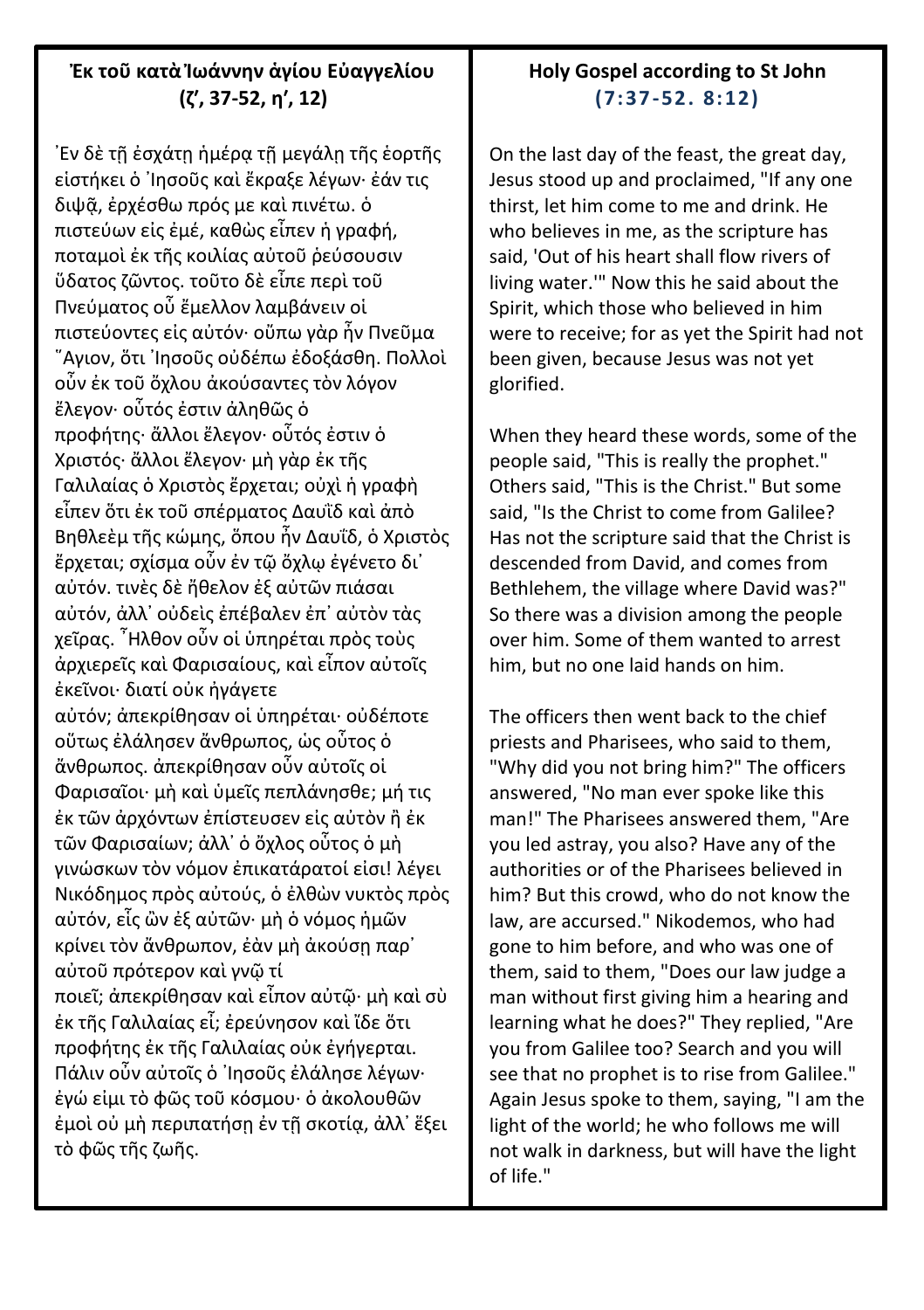## Ἐκ τοῦ κατὰ Ἰωάννην ἁγίου Εὐαγγελίου (ζʹ, 37-52, ηʹ, 12)

Ἐν δὲ τῇ ἐσχάτῃ ἡμέρᾳ τῇ μεγάλῃ τῆς ἑορτῆς εἱστήκει ὁ Ἰησοῦς καὶ ἔκραξε λέγων· ἐάν τις διψᾷ, ἐρχέσθω πρός με καὶ πινέτω. ὁ πιστεύων εἰς ἐμέ, καθὼς εἶπεν ἡ γραφή, ποταμοὶ ἐκ τῆς κοιλίας αὐτοῦ ῥεύσουσιν ὕδατος ζῶντος. τοῦτο δὲ εἶπε περὶ τοῦ Πνεύματος οὗ ἔμελλον λαμβάνειν οἱ πιστεύοντες εἰς αὐτόν· οὔπω γὰρ ἦν Πνεῦμα Ἅγιον, ὅτι Ἰησοῦς οὐδέπω ἐδοξάσθη. Πολλοὶ οὖν ἐκ τοῦ ὄχλου ἀκούσαντες τὸν λόγον ἔλεγον· οὗτός ἐστιν ἀληθῶς ὁ προφήτης· ἄλλοι ἔλεγον· οὗτός ἐστιν ὁ Χριστός· ἄλλοι ἔλεγον· μὴ γὰρ ἐκ τῆς Γαλιλαίας ὁ Χριστὸς ἔρχεται; οὐχὶ ἡ γραφὴ εἶπεν ὅτι ἐκ τοῦ σπέρματος Δαυῒδ καὶ ἀπὸ Βηθλεὲμ τῆς κώμης, ὅπου ἦν Δαυΐδ, ὁ Χριστὸς ἔρχεται; σχίσμα οὖν ἐν τῷ ὄχλῳ ἐγένετο δι᾿ αὐτόν. τινὲς δὲ ἤθελον ἐξ αὐτῶν πιάσαι αὐτόν, ἀλλ᾿ οὐδεὶς ἐπέβαλεν ἐπ᾿ αὐτὸν τὰς χεῖρας. Ἦλθον οὖν οἱ ὑπηρέται πρὸς τοὺς ἀρχιερεῖς καὶ Φαρισαίους, καὶ εἶπον αὐτοῖς ἐκεῖνοι· διατί οὐκ ἠγάγετε αὐτόν; ἀπεκρίθησαν οἱ ὑπηρέται· οὐδέποτε οὕτως ἐλάλησεν ἄνθρωπος, ὡς οὗτος ὁ ἄνθρωπος. ἀπεκρίθησαν οὖν αὐτοῖς οἱ Φαρισαῖοι· μὴ καὶ ὑμεῖς πεπλάνησθε; μή τις ἐκ τῶν ἀρχόντων ἐπίστευσεν εἰς αὐτὸν ἢ ἐκ τῶν Φαρισαίων; ἀλλ᾿ ὁ ὄχλος οὗτος ὁ μὴ γινώσκων τὸν νόμον ἐπικατάρατοί εἰσι! λέγει Νικόδημος πρὸς αὐτούς, ὁ ἐλθὼν νυκτὸς πρὸς αὐτόν, εἷς ὢν ἐξ αὐτῶν· μὴ ὁ νόμος ἡμῶν κρίνει τὸν ἄνθρωπον, ἐὰν μὴ ἀκούσῃ παρ᾿ αὐτοῦ πρότερον καὶ γνῷ τί ποιεῖ; ἀπεκρίθησαν καὶ εἶπον αὐτῷ· μὴ καὶ σὺ ἐκ τῆς Γαλιλαίας εἶ; ἐρεύνησον καὶ ἴδε ὅτι προφήτης ἐκ τῆς Γαλιλαίας οὐκ ἐγήγερται. Πάλιν οὖν αὐτοῖς ὁ Ἰησοῦς ἐλάλησε λέγων· ἐγώ εἰμι τὸ φῶς τοῦ κόσμου· ὁ ἀκολουθῶν ἐμοὶ οὐ μὴ περιπατήσῃ ἐν τῇ σκοτίᾳ, ἀλλ᾿ ἕξει τὸ φῶς τῆς ζωῆς.

## Holy Gospel according to St John (7:37-52. 8:12)

On the last day of the feast, the great day, Jesus stood up and proclaimed, "If any one thirst, let him come to me and drink. He who believes in me, as the scripture has said, 'Out of his heart shall flow rivers of living water.'" Now this he said about the Spirit, which those who believed in him were to receive; for as yet the Spirit had not been given, because Jesus was not yet glorified.

When they heard these words, some of the people said, "This is really the prophet." Others said, "This is the Christ." But some said, "Is the Christ to come from Galilee? Has not the scripture said that the Christ is descended from David, and comes from Bethlehem, the village where David was?" So there was a division among the people over him. Some of them wanted to arrest him, but no one laid hands on him.

The officers then went back to the chief priests and Pharisees, who said to them, "Why did you not bring him?" The officers answered, "No man ever spoke like this man!" The Pharisees answered them, "Are you led astray, you also? Have any of the authorities or of the Pharisees believed in him? But this crowd, who do not know the law, are accursed." Nikodemos, who had gone to him before, and who was one of them, said to them, "Does our law judge a man without first giving him a hearing and learning what he does?" They replied, "Are you from Galilee too? Search and you will see that no prophet is to rise from Galilee." Again Jesus spoke to them, saying, "I am the light of the world; he who follows me will not walk in darkness, but will have the light of life."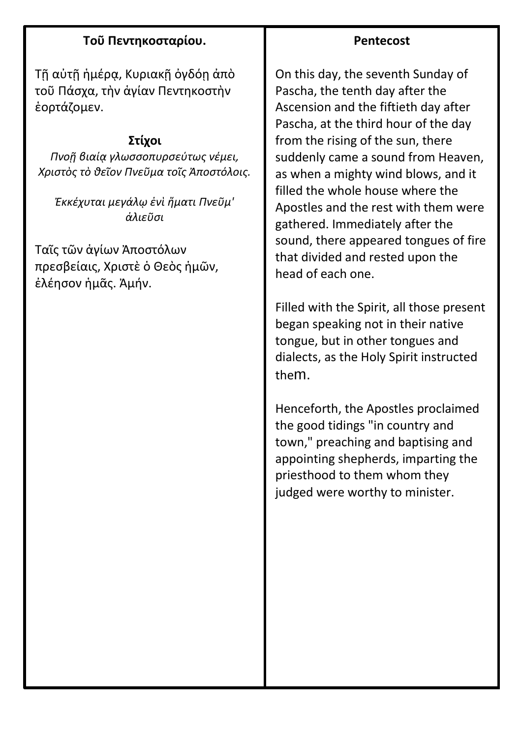**Τοῦ Πεντηκοσταρίου.**

Τῇ αὐτῇ ἡμέρᾳ, Κυριακῇ ὀγδόῃ ἀπὸ τοῦ Πάσχα, τὴν ἁγίαν Πεντηκοστὴν ἑορτάζομεν.

**Στίχοι**

*Πνοῇ βιαίᾳ γλωσσοπυρσεύτως νέμει,*
*Χριστὸς τὸ θεῖον Πνεῦμα τοῖς Ἀποστόλοις.*

*Ἐκκέχυται μεγάλῳ ἐνὶ ἤματι Πνεῦμ' ἁλιεῦσι*

Ταῖς τῶν ἁγίων Ἀποστόλων πρεσβείαις, Χριστὲ ὁ Θεὸς ἡμῶν, ἐλέησον ἡμᾶς. Ἀμήν.

**Pentecost**

On this day, the seventh Sunday of Pascha, the tenth day after the Ascension and the fiftieth day after Pascha, at the third hour of the day from the rising of the sun, there suddenly came a sound from Heaven, as when a mighty wind blows, and it filled the whole house where the Apostles and the rest with them were gathered. Immediately after the sound, there appeared tongues of fire that divided and rested upon the head of each one.

Filled with the Spirit, all those present began speaking not in their native tongue, but in other tongues and dialects, as the Holy Spirit instructed them.

Henceforth, the Apostles proclaimed the good tidings "in country and town," preaching and baptising and appointing shepherds, imparting the priesthood to them whom they judged were worthy to minister.